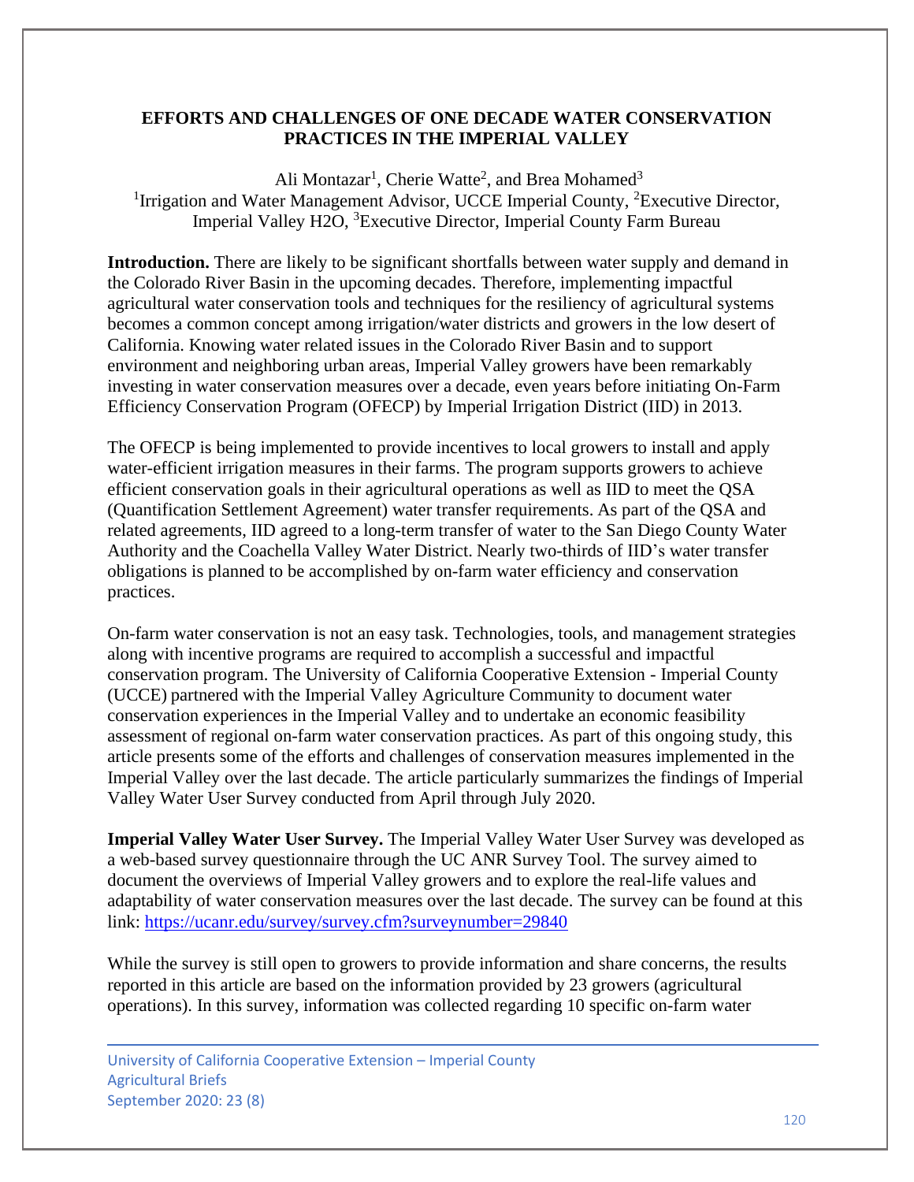# EFFORTS AND CHALLENGES OF ONE DECADE WATER CONSERVATION PRACTICES IN THE IMPERIAL VALLEY

Ali Montazar[1], Cherie Watte[2], and Brea Mohamed[3]
[1]Irrigation and Water Management Advisor, UCCE Imperial County, [2]Executive Director, Imperial Valley H2O, [3]Executive Director, Imperial County Farm Bureau

**Introduction.** There are likely to be significant shortfalls between water supply and demand in the Colorado River Basin in the upcoming decades. Therefore, implementing impactful agricultural water conservation tools and techniques for the resiliency of agricultural systems becomes a common concept among irrigation/water districts and growers in the low desert of California. Knowing water related issues in the Colorado River Basin and to support environment and neighboring urban areas, Imperial Valley growers have been remarkably investing in water conservation measures over a decade, even years before initiating On-Farm Efficiency Conservation Program (OFECP) by Imperial Irrigation District (IID) in 2013.

The OFECP is being implemented to provide incentives to local growers to install and apply water-efficient irrigation measures in their farms. The program supports growers to achieve efficient conservation goals in their agricultural operations as well as IID to meet the QSA (Quantification Settlement Agreement) water transfer requirements. As part of the QSA and related agreements, IID agreed to a long-term transfer of water to the San Diego County Water Authority and the Coachella Valley Water District. Nearly two-thirds of IID's water transfer obligations is planned to be accomplished by on-farm water efficiency and conservation practices.

On-farm water conservation is not an easy task. Technologies, tools, and management strategies along with incentive programs are required to accomplish a successful and impactful conservation program. The University of California Cooperative Extension - Imperial County (UCCE) partnered with the Imperial Valley Agriculture Community to document water conservation experiences in the Imperial Valley and to undertake an economic feasibility assessment of regional on-farm water conservation practices. As part of this ongoing study, this article presents some of the efforts and challenges of conservation measures implemented in the Imperial Valley over the last decade. The article particularly summarizes the findings of Imperial Valley Water User Survey conducted from April through July 2020.

**Imperial Valley Water User Survey.** The Imperial Valley Water User Survey was developed as a web-based survey questionnaire through the UC ANR Survey Tool. The survey aimed to document the overviews of Imperial Valley growers and to explore the real-life values and adaptability of water conservation measures over the last decade. The survey can be found at this link: https://ucanr.edu/survey/survey.cfm?surveynumber=29840

While the survey is still open to growers to provide information and share concerns, the results reported in this article are based on the information provided by 23 growers (agricultural operations). In this survey, information was collected regarding 10 specific on-farm water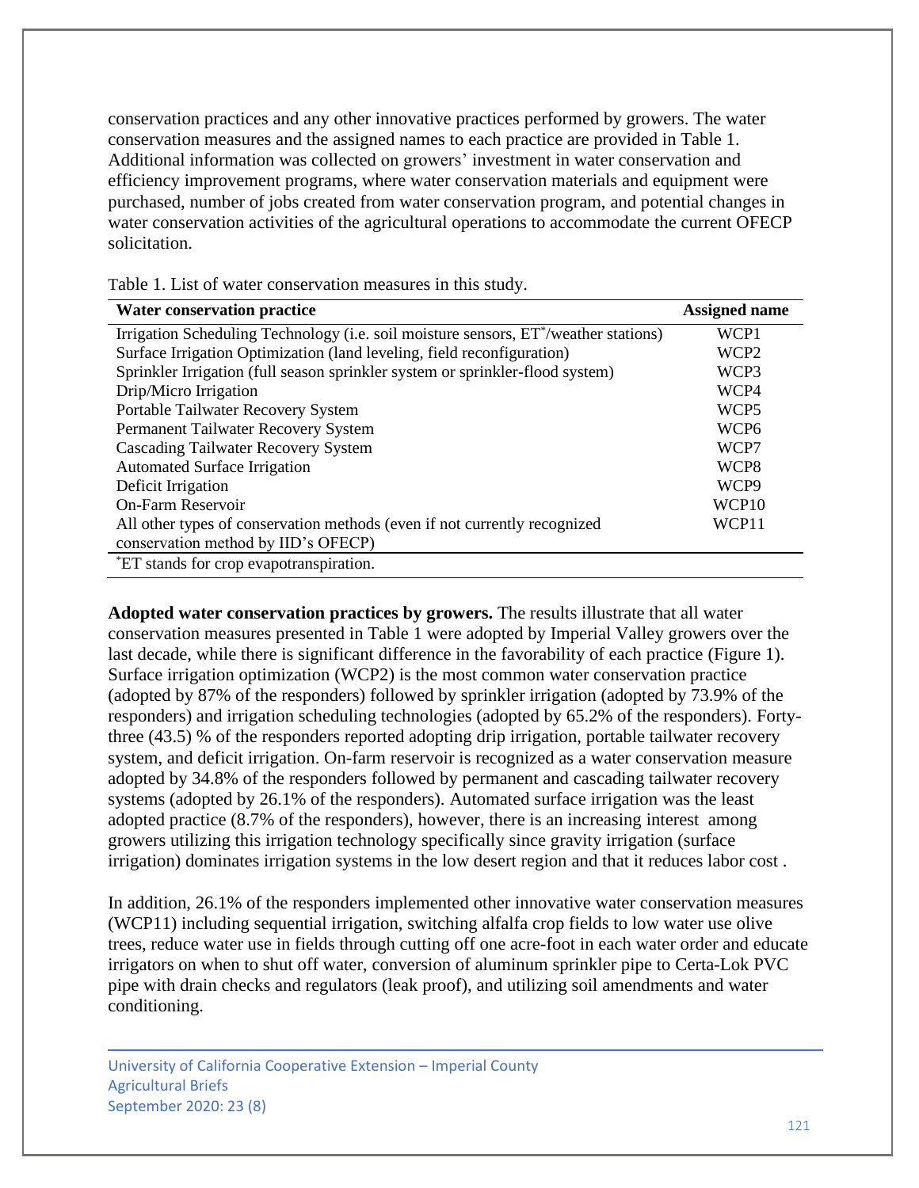conservation practices and any other innovative practices performed by growers. The water conservation measures and the assigned names to each practice are provided in Table 1. Additional information was collected on growers' investment in water conservation and efficiency improvement programs, where water conservation materials and equipment were purchased, number of jobs created from water conservation program, and potential changes in water conservation activities of the agricultural operations to accommodate the current OFECP solicitation.

Table 1. List of water conservation measures in this study.

| Water conservation practice | Assigned name |
|---|---|
| Irrigation Scheduling Technology (i.e. soil moisture sensors, ET*/weather stations) | WCP1 |
| Surface Irrigation Optimization (land leveling, field reconfiguration) | WCP2 |
| Sprinkler Irrigation (full season sprinkler system or sprinkler-flood system) | WCP3 |
| Drip/Micro Irrigation | WCP4 |
| Portable Tailwater Recovery System | WCP5 |
| Permanent Tailwater Recovery System | WCP6 |
| Cascading Tailwater Recovery System | WCP7 |
| Automated Surface Irrigation | WCP8 |
| Deficit Irrigation | WCP9 |
| On-Farm Reservoir | WCP10 |
| All other types of conservation methods (even if not currently recognized conservation method by IID's OFECP) | WCP11 |

*ET stands for crop evapotranspiration.

**Adopted water conservation practices by growers.** The results illustrate that all water conservation measures presented in Table 1 were adopted by Imperial Valley growers over the last decade, while there is significant difference in the favorability of each practice (Figure 1). Surface irrigation optimization (WCP2) is the most common water conservation practice (adopted by 87% of the responders) followed by sprinkler irrigation (adopted by 73.9% of the responders) and irrigation scheduling technologies (adopted by 65.2% of the responders). Forty-three (43.5) % of the responders reported adopting drip irrigation, portable tailwater recovery system, and deficit irrigation. On-farm reservoir is recognized as a water conservation measure adopted by 34.8% of the responders followed by permanent and cascading tailwater recovery systems (adopted by 26.1% of the responders). Automated surface irrigation was the least adopted practice (8.7% of the responders), however, there is an increasing interest among growers utilizing this irrigation technology specifically since gravity irrigation (surface irrigation) dominates irrigation systems in the low desert region and that it reduces labor cost .

In addition, 26.1% of the responders implemented other innovative water conservation measures (WCP11) including sequential irrigation, switching alfalfa crop fields to low water use olive trees, reduce water use in fields through cutting off one acre-foot in each water order and educate irrigators on when to shut off water, conversion of aluminum sprinkler pipe to Certa-Lok PVC pipe with drain checks and regulators (leak proof), and utilizing soil amendments and water conditioning.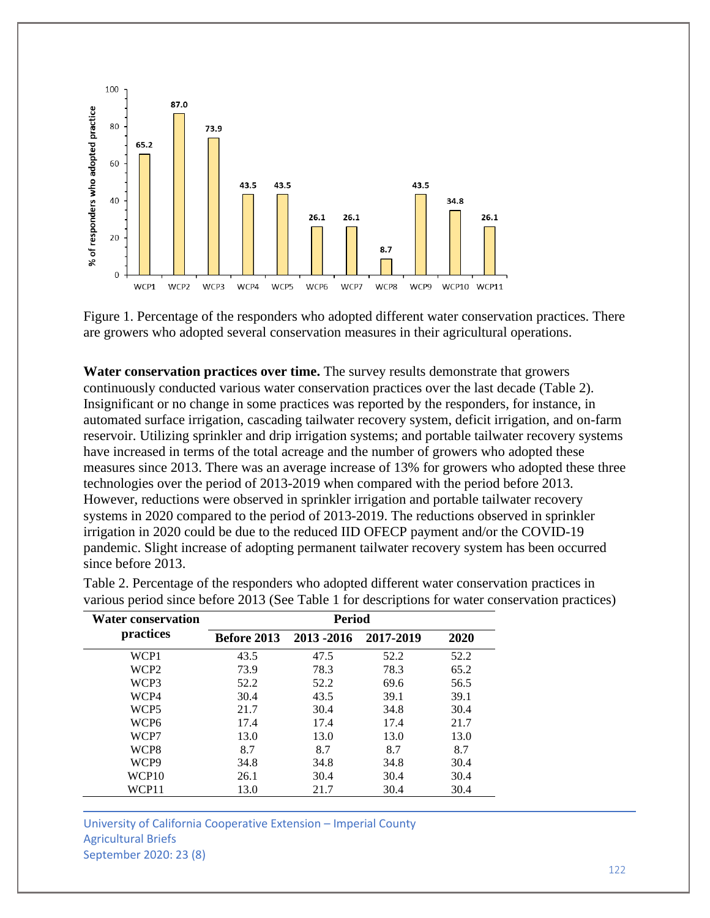100
80
60
40
20
0

% of responders who adopted practice

65.2
87.0
73.9
43.5
43.5
26.1
26.1
8.7
43.5
34.8
26.1

WCP1 WCP2 WCP3 WCP4 WCP5 WCP6 WCP7 WCP8 WCP9 WCP10 WCP11

Figure 1. Percentage of the responders who adopted different water conservation practices. There are growers who adopted several conservation measures in their agricultural operations.

**Water conservation practices over time.** The survey results demonstrate that growers continuously conducted various water conservation practices over the last decade (Table 2). Insignificant or no change in some practices was reported by the responders, for instance, in automated surface irrigation, cascading tailwater recovery system, deficit irrigation, and on-farm reservoir. Utilizing sprinkler and drip irrigation systems; and portable tailwater recovery systems have increased in terms of the total acreage and the number of growers who adopted these measures since 2013. There was an average increase of 13% for growers who adopted these three technologies over the period of 2013-2019 when compared with the period before 2013. However, reductions were observed in sprinkler irrigation and portable tailwater recovery systems in 2020 compared to the period of 2013-2019. The reductions observed in sprinkler irrigation in 2020 could be due to the reduced IID OFECP payment and/or the COVID-19 pandemic. Slight increase of adopting permanent tailwater recovery system has been occurred since before 2013.

Table 2. Percentage of the responders who adopted different water conservation practices in various period since before 2013 (See Table 1 for descriptions for water conservation practices)

| Water conservation practices | Period | | | |
|---|---|---|---|---|
| | Before 2013 | 2013 -2016 | 2017-2019 | 2020 |
| WCP1 | 43.5 | 47.5 | 52.2 | 52.2 |
| WCP2 | 73.9 | 78.3 | 78.3 | 65.2 |
| WCP3 | 52.2 | 52.2 | 69.6 | 56.5 |
| WCP4 | 30.4 | 43.5 | 39.1 | 39.1 |
| WCP5 | 21.7 | 30.4 | 34.8 | 30.4 |
| WCP6 | 17.4 | 17.4 | 17.4 | 21.7 |
| WCP7 | 13.0 | 13.0 | 13.0 | 13.0 |
| WCP8 | 8.7 | 8.7 | 8.7 | 8.7 |
| WCP9 | 34.8 | 34.8 | 34.8 | 30.4 |
| WCP10 | 26.1 | 30.4 | 30.4 | 30.4 |
| WCP11 | 13.0 | 21.7 | 30.4 | 30.4 |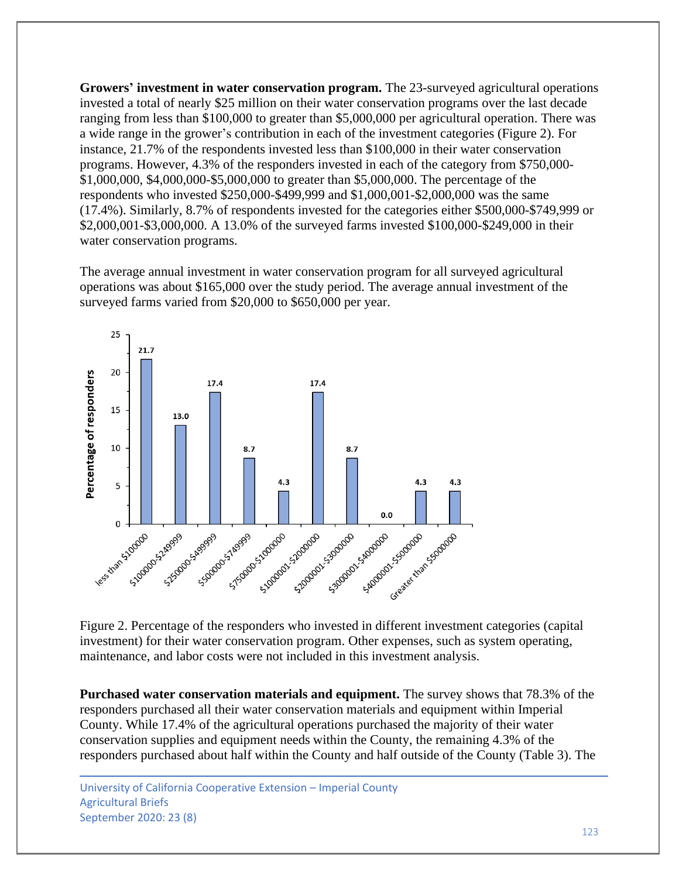**Growers' investment in water conservation program.** The 23-surveyed agricultural operations invested a total of nearly $25 million on their water conservation programs over the last decade ranging from less than $100,000 to greater than $5,000,000 per agricultural operation. There was a wide range in the grower's contribution in each of the investment categories (Figure 2). For instance, 21.7% of the respondents invested less than $100,000 in their water conservation programs. However, 4.3% of the responders invested in each of the category from $750,000-$1,000,000, $4,000,000-$5,000,000 to greater than $5,000,000. The percentage of the respondents who invested $250,000-$499,999 and $1,000,001-$2,000,000 was the same (17.4%). Similarly, 8.7% of respondents invested for the categories either $500,000-$749,999 or $2,000,001-$3,000,000. A 13.0% of the surveyed farms invested $100,000-$249,000 in their water conservation programs.

The average annual investment in water conservation program for all surveyed agricultural operations was about $165,000 over the study period. The average annual investment of the surveyed farms varied from $20,000 to $650,000 per year.

Percentage of responders

25
20
15
10
5
0

21.7
13.0
17.4
8.7
4.3
17.4
8.7
0.0
4.3
4.3

less than $100000
$100000-$249999
$250000-$499999
$500000-$749999
$750000-$1000000
$1000001-$2000000
$2000001-$3000000
$3000001-$4000000
$4000001-$5000000
Greater than $5000000

Figure 2. Percentage of the responders who invested in different investment categories (capital investment) for their water conservation program. Other expenses, such as system operating, maintenance, and labor costs were not included in this investment analysis.

**Purchased water conservation materials and equipment.** The survey shows that 78.3% of the responders purchased all their water conservation materials and equipment within Imperial County. While 17.4% of the agricultural operations purchased the majority of their water conservation supplies and equipment needs within the County, the remaining 4.3% of the responders purchased about half within the County and half outside of the County (Table 3). The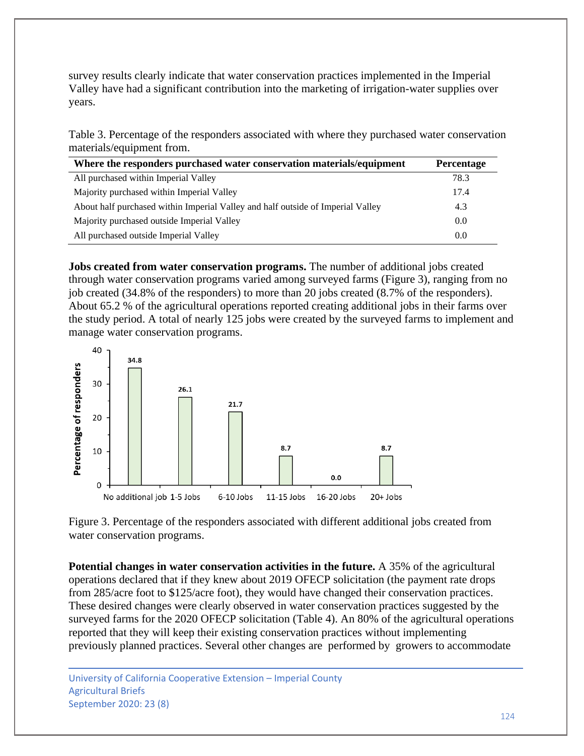survey results clearly indicate that water conservation practices implemented in the Imperial Valley have had a significant contribution into the marketing of irrigation-water supplies over years.

Table 3. Percentage of the responders associated with where they purchased water conservation materials/equipment from.

| Where the responders purchased water conservation materials/equipment | Percentage |
|---|---|
| All purchased within Imperial Valley | 78.3 |
| Majority purchased within Imperial Valley | 17.4 |
| About half purchased within Imperial Valley and half outside of Imperial Valley | 4.3 |
| Majority purchased outside Imperial Valley | 0.0 |
| All purchased outside Imperial Valley | 0.0 |

**Jobs created from water conservation programs.** The number of additional jobs created through water conservation programs varied among surveyed farms (Figure 3), ranging from no job created (34.8% of the responders) to more than 20 jobs created (8.7% of the responders). About 65.2 % of the agricultural operations reported creating additional jobs in their farms over the study period. A total of nearly 125 jobs were created by the surveyed farms to implement and manage water conservation programs.

Percentage of responders

40
30
20
10
0

34.8
26.1
21.7
8.7
0.0
8.7

No additional job
1-5 Jobs
6-10 Jobs
11-15 Jobs
16-20 Jobs
20+ Jobs

Figure 3. Percentage of the responders associated with different additional jobs created from water conservation programs.

**Potential changes in water conservation activities in the future.** A 35% of the agricultural operations declared that if they knew about 2019 OFECP solicitation (the payment rate drops from 285/acre foot to $125/acre foot), they would have changed their conservation practices. These desired changes were clearly observed in water conservation practices suggested by the surveyed farms for the 2020 OFECP solicitation (Table 4). An 80% of the agricultural operations reported that they will keep their existing conservation practices without implementing previously planned practices. Several other changes are performed by growers to accommodate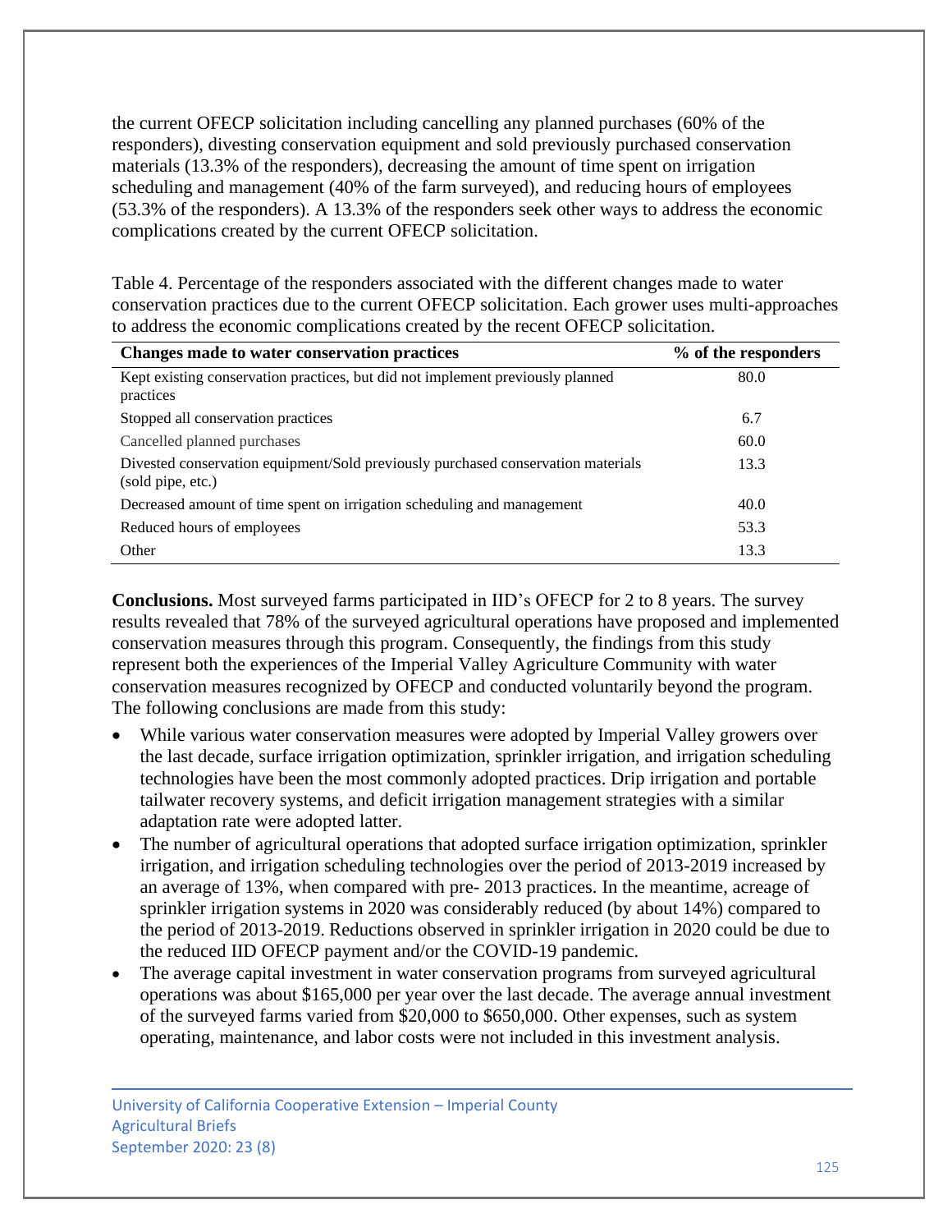the current OFECP solicitation including cancelling any planned purchases (60% of the responders), divesting conservation equipment and sold previously purchased conservation materials (13.3% of the responders), decreasing the amount of time spent on irrigation scheduling and management (40% of the farm surveyed), and reducing hours of employees (53.3% of the responders). A 13.3% of the responders seek other ways to address the economic complications created by the current OFECP solicitation.

Table 4. Percentage of the responders associated with the different changes made to water conservation practices due to the current OFECP solicitation. Each grower uses multi-approaches to address the economic complications created by the recent OFECP solicitation.

| Changes made to water conservation practices | % of the responders |
|---|---|
| Kept existing conservation practices, but did not implement previously planned practices | 80.0 |
| Stopped all conservation practices | 6.7 |
| Cancelled planned purchases | 60.0 |
| Divested conservation equipment/Sold previously purchased conservation materials (sold pipe, etc.) | 13.3 |
| Decreased amount of time spent on irrigation scheduling and management | 40.0 |
| Reduced hours of employees | 53.3 |
| Other | 13.3 |

**Conclusions.** Most surveyed farms participated in IID's OFECP for 2 to 8 years. The survey results revealed that 78% of the surveyed agricultural operations have proposed and implemented conservation measures through this program. Consequently, the findings from this study represent both the experiences of the Imperial Valley Agriculture Community with water conservation measures recognized by OFECP and conducted voluntarily beyond the program. The following conclusions are made from this study:

- While various water conservation measures were adopted by Imperial Valley growers over the last decade, surface irrigation optimization, sprinkler irrigation, and irrigation scheduling technologies have been the most commonly adopted practices. Drip irrigation and portable tailwater recovery systems, and deficit irrigation management strategies with a similar adaptation rate were adopted latter.
- The number of agricultural operations that adopted surface irrigation optimization, sprinkler irrigation, and irrigation scheduling technologies over the period of 2013-2019 increased by an average of 13%, when compared with pre- 2013 practices. In the meantime, acreage of sprinkler irrigation systems in 2020 was considerably reduced (by about 14%) compared to the period of 2013-2019. Reductions observed in sprinkler irrigation in 2020 could be due to the reduced IID OFECP payment and/or the COVID-19 pandemic.
- The average capital investment in water conservation programs from surveyed agricultural operations was about $165,000 per year over the last decade. The average annual investment of the surveyed farms varied from $20,000 to $650,000. Other expenses, such as system operating, maintenance, and labor costs were not included in this investment analysis.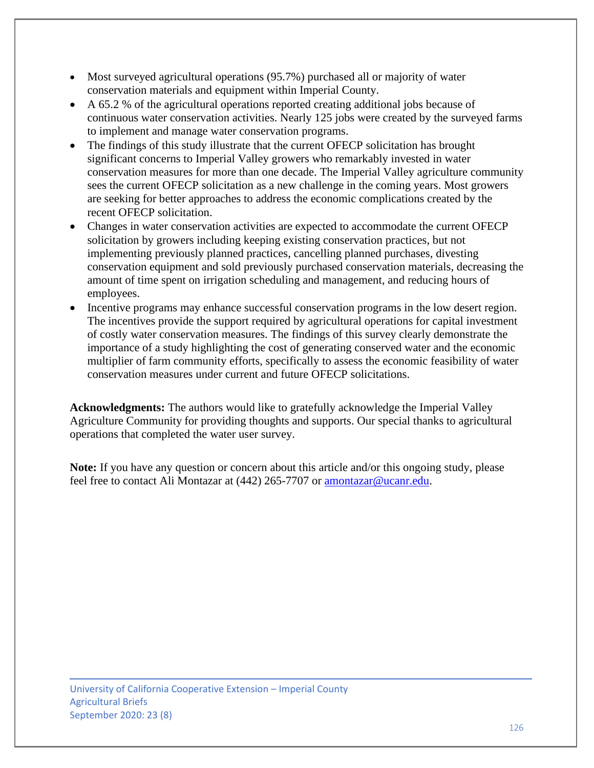- Most surveyed agricultural operations (95.7%) purchased all or majority of water conservation materials and equipment within Imperial County.
- A 65.2 % of the agricultural operations reported creating additional jobs because of continuous water conservation activities. Nearly 125 jobs were created by the surveyed farms to implement and manage water conservation programs.
- The findings of this study illustrate that the current OFECP solicitation has brought significant concerns to Imperial Valley growers who remarkably invested in water conservation measures for more than one decade. The Imperial Valley agriculture community sees the current OFECP solicitation as a new challenge in the coming years. Most growers are seeking for better approaches to address the economic complications created by the recent OFECP solicitation.
- Changes in water conservation activities are expected to accommodate the current OFECP solicitation by growers including keeping existing conservation practices, but not implementing previously planned practices, cancelling planned purchases, divesting conservation equipment and sold previously purchased conservation materials, decreasing the amount of time spent on irrigation scheduling and management, and reducing hours of employees.
- Incentive programs may enhance successful conservation programs in the low desert region. The incentives provide the support required by agricultural operations for capital investment of costly water conservation measures. The findings of this survey clearly demonstrate the importance of a study highlighting the cost of generating conserved water and the economic multiplier of farm community efforts, specifically to assess the economic feasibility of water conservation measures under current and future OFECP solicitations.

**Acknowledgments:** The authors would like to gratefully acknowledge the Imperial Valley Agriculture Community for providing thoughts and supports. Our special thanks to agricultural operations that completed the water user survey.

**Note:** If you have any question or concern about this article and/or this ongoing study, please feel free to contact Ali Montazar at (442) 265-7707 or amontazar@ucanr.edu.